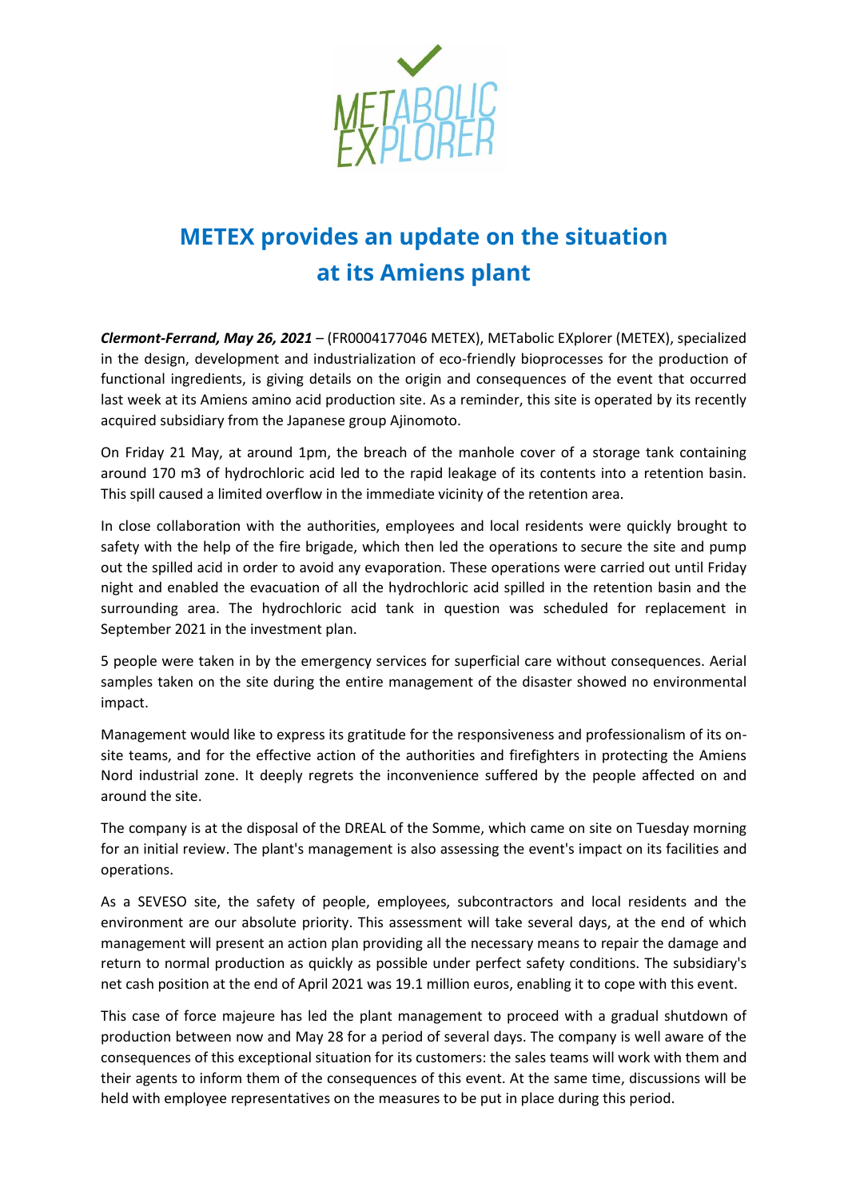# METEX provides an update on the situation at its Amiens plant

***Clermont-Ferrand, May 26, 2021*** – (FR0004177046 METEX), METabolic EXplorer (METEX), specialized in the design, development and industrialization of eco-friendly bioprocesses for the production of functional ingredients, is giving details on the origin and consequences of the event that occurred last week at its Amiens amino acid production site. As a reminder, this site is operated by its recently acquired subsidiary from the Japanese group Ajinomoto.

On Friday 21 May, at around 1pm, the breach of the manhole cover of a storage tank containing around 170 m3 of hydrochloric acid led to the rapid leakage of its contents into a retention basin. This spill caused a limited overflow in the immediate vicinity of the retention area.

In close collaboration with the authorities, employees and local residents were quickly brought to safety with the help of the fire brigade, which then led the operations to secure the site and pump out the spilled acid in order to avoid any evaporation. These operations were carried out until Friday night and enabled the evacuation of all the hydrochloric acid spilled in the retention basin and the surrounding area. The hydrochloric acid tank in question was scheduled for replacement in September 2021 in the investment plan.

5 people were taken in by the emergency services for superficial care without consequences. Aerial samples taken on the site during the entire management of the disaster showed no environmental impact.

Management would like to express its gratitude for the responsiveness and professionalism of its on-site teams, and for the effective action of the authorities and firefighters in protecting the Amiens Nord industrial zone. It deeply regrets the inconvenience suffered by the people affected on and around the site.

The company is at the disposal of the DREAL of the Somme, which came on site on Tuesday morning for an initial review. The plant's management is also assessing the event's impact on its facilities and operations.

As a SEVESO site, the safety of people, employees, subcontractors and local residents and the environment are our absolute priority. This assessment will take several days, at the end of which management will present an action plan providing all the necessary means to repair the damage and return to normal production as quickly as possible under perfect safety conditions. The subsidiary's net cash position at the end of April 2021 was 19.1 million euros, enabling it to cope with this event.

This case of force majeure has led the plant management to proceed with a gradual shutdown of production between now and May 28 for a period of several days. The company is well aware of the consequences of this exceptional situation for its customers: the sales teams will work with them and their agents to inform them of the consequences of this event. At the same time, discussions will be held with employee representatives on the measures to be put in place during this period.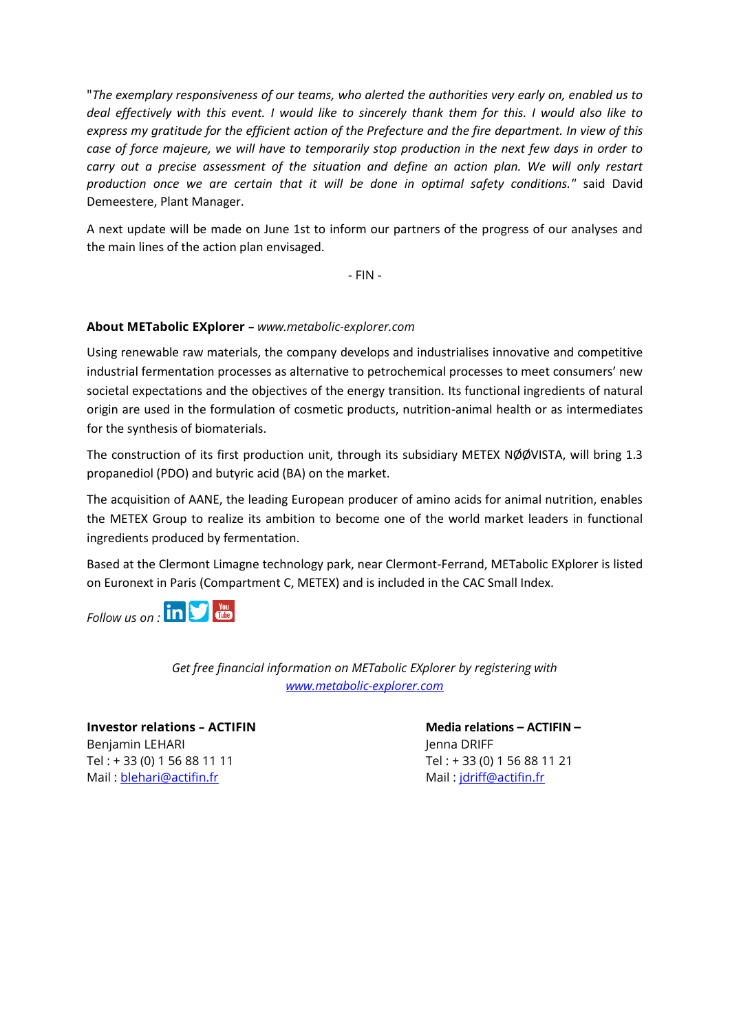"*The exemplary responsiveness of our teams, who alerted the authorities very early on, enabled us to deal effectively with this event. I would like to sincerely thank them for this. I would also like to express my gratitude for the efficient action of the Prefecture and the fire department. In view of this case of force majeure, we will have to temporarily stop production in the next few days in order to carry out a precise assessment of the situation and define an action plan. We will only restart production once we are certain that it will be done in optimal safety conditions.*" said David Demeestere, Plant Manager.

A next update will be made on June 1st to inform our partners of the progress of our analyses and the main lines of the action plan envisaged.

- FIN -

**About METabolic EXplorer –** *www.metabolic-explorer.com*

Using renewable raw materials, the company develops and industrialises innovative and competitive industrial fermentation processes as alternative to petrochemical processes to meet consumers' new societal expectations and the objectives of the energy transition. Its functional ingredients of natural origin are used in the formulation of cosmetic products, nutrition-animal health or as intermediates for the synthesis of biomaterials.

The construction of its first production unit, through its subsidiary METEX NØØVISTA, will bring 1.3 propanediol (PDO) and butyric acid (BA) on the market.

The acquisition of AANE, the leading European producer of amino acids for animal nutrition, enables the METEX Group to realize its ambition to become one of the world market leaders in functional ingredients produced by fermentation.

Based at the Clermont Limagne technology park, near Clermont-Ferrand, METabolic EXplorer is listed on Euronext in Paris (Compartment C, METEX) and is included in the CAC Small Index.

*Follow us on :*

*Get free financial information on METabolic EXplorer by registering with* *www.metabolic-explorer.com*

**Investor relations – ACTIFIN**
Benjamin LEHARI
Tel : + 33 (0) 1 56 88 11 11
Mail : blehari@actifin.fr

**Media relations – ACTIFIN –**
Jenna DRIFF
Tel : + 33 (0) 1 56 88 11 21
Mail : jdriff@actifin.fr